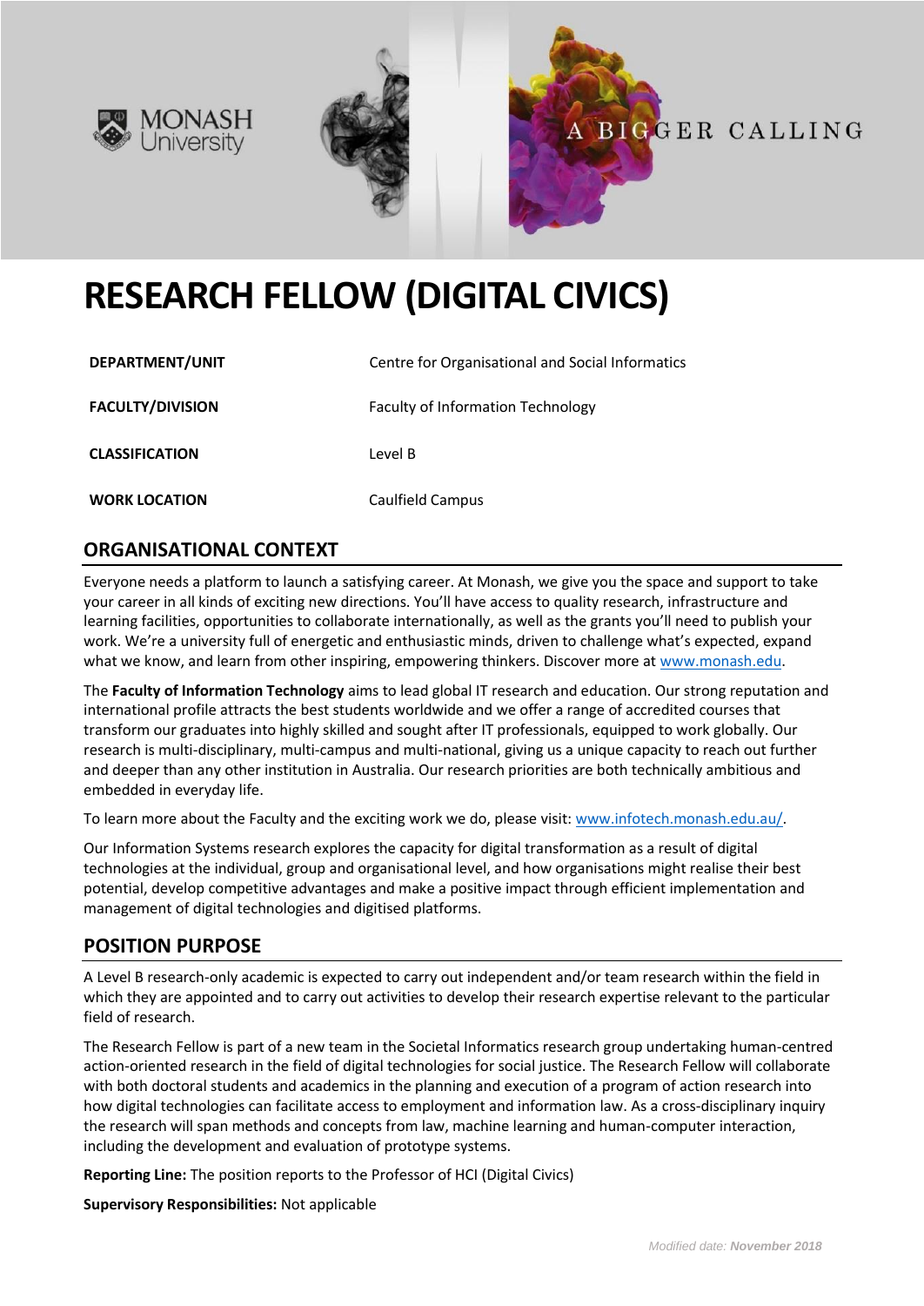# RESEARCH FELLOW (DIGITAL CIVICS)

| | |
|---|---|
| **DEPARTMENT/UNIT** | Centre for Organisational and Social Informatics |
| **FACULTY/DIVISION** | Faculty of Information Technology |
| **CLASSIFICATION** | Level B |
| **WORK LOCATION** | Caulfield Campus |

## ORGANISATIONAL CONTEXT

Everyone needs a platform to launch a satisfying career. At Monash, we give you the space and support to take your career in all kinds of exciting new directions. You'll have access to quality research, infrastructure and learning facilities, opportunities to collaborate internationally, as well as the grants you'll need to publish your work. We're a university full of energetic and enthusiastic minds, driven to challenge what's expected, expand what we know, and learn from other inspiring, empowering thinkers. Discover more at [www.monash.edu](http://www.monash.edu).

The **Faculty of Information Technology** aims to lead global IT research and education. Our strong reputation and international profile attracts the best students worldwide and we offer a range of accredited courses that transform our graduates into highly skilled and sought after IT professionals, equipped to work globally. Our research is multi-disciplinary, multi-campus and multi-national, giving us a unique capacity to reach out further and deeper than any other institution in Australia. Our research priorities are both technically ambitious and embedded in everyday life.

To learn more about the Faculty and the exciting work we do, please visit: [www.infotech.monash.edu.au/](http://www.infotech.monash.edu.au/).

Our Information Systems research explores the capacity for digital transformation as a result of digital technologies at the individual, group and organisational level, and how organisations might realise their best potential, develop competitive advantages and make a positive impact through efficient implementation and management of digital technologies and digitised platforms.

## POSITION PURPOSE

A Level B research-only academic is expected to carry out independent and/or team research within the field in which they are appointed and to carry out activities to develop their research expertise relevant to the particular field of research.

The Research Fellow is part of a new team in the Societal Informatics research group undertaking human-centred action-oriented research in the field of digital technologies for social justice. The Research Fellow will collaborate with both doctoral students and academics in the planning and execution of a program of action research into how digital technologies can facilitate access to employment and information law. As a cross-disciplinary inquiry the research will span methods and concepts from law, machine learning and human-computer interaction, including the development and evaluation of prototype systems.

**Reporting Line:** The position reports to the Professor of HCI (Digital Civics)

**Supervisory Responsibilities:** Not applicable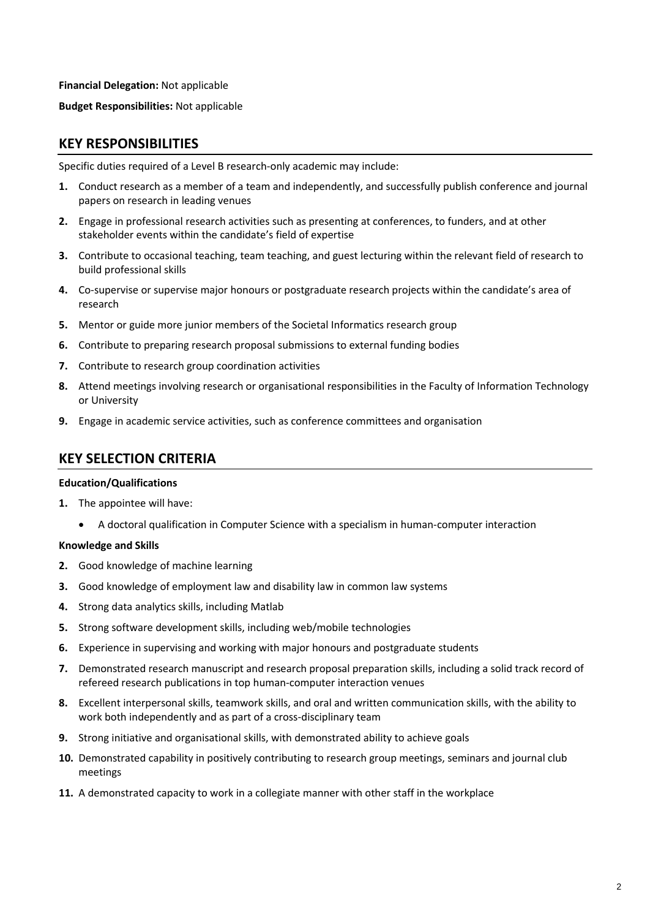**Financial Delegation:** Not applicable

**Budget Responsibilities:** Not applicable

## KEY RESPONSIBILITIES

Specific duties required of a Level B research-only academic may include:

1. Conduct research as a member of a team and independently, and successfully publish conference and journal papers on research in leading venues
2. Engage in professional research activities such as presenting at conferences, to funders, and at other stakeholder events within the candidate's field of expertise
3. Contribute to occasional teaching, team teaching, and guest lecturing within the relevant field of research to build professional skills
4. Co-supervise or supervise major honours or postgraduate research projects within the candidate's area of research
5. Mentor or guide more junior members of the Societal Informatics research group
6. Contribute to preparing research proposal submissions to external funding bodies
7. Contribute to research group coordination activities
8. Attend meetings involving research or organisational responsibilities in the Faculty of Information Technology or University
9. Engage in academic service activities, such as conference committees and organisation

## KEY SELECTION CRITERIA

**Education/Qualifications**

1. The appointee will have:
    - A doctoral qualification in Computer Science with a specialism in human-computer interaction

**Knowledge and Skills**

2. Good knowledge of machine learning
3. Good knowledge of employment law and disability law in common law systems
4. Strong data analytics skills, including Matlab
5. Strong software development skills, including web/mobile technologies
6. Experience in supervising and working with major honours and postgraduate students
7. Demonstrated research manuscript and research proposal preparation skills, including a solid track record of refereed research publications in top human-computer interaction venues
8. Excellent interpersonal skills, teamwork skills, and oral and written communication skills, with the ability to work both independently and as part of a cross-disciplinary team
9. Strong initiative and organisational skills, with demonstrated ability to achieve goals
10. Demonstrated capability in positively contributing to research group meetings, seminars and journal club meetings
11. A demonstrated capacity to work in a collegiate manner with other staff in the workplace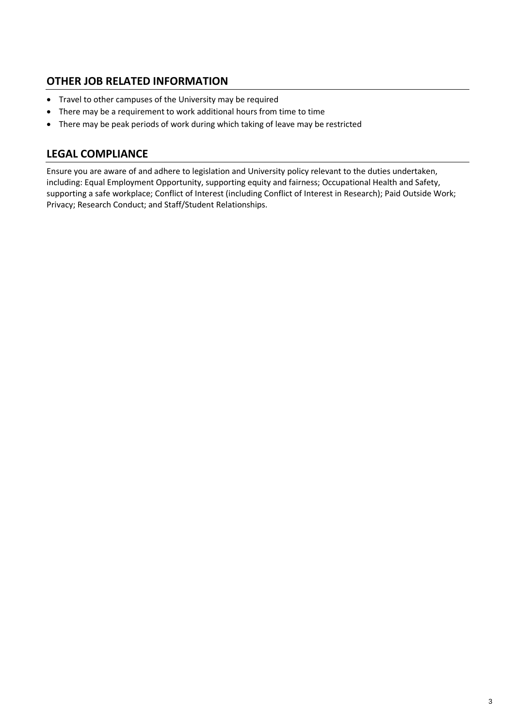## OTHER JOB RELATED INFORMATION

- Travel to other campuses of the University may be required
- There may be a requirement to work additional hours from time to time
- There may be peak periods of work during which taking of leave may be restricted

## LEGAL COMPLIANCE

Ensure you are aware of and adhere to legislation and University policy relevant to the duties undertaken, including: Equal Employment Opportunity, supporting equity and fairness; Occupational Health and Safety, supporting a safe workplace; Conflict of Interest (including Conflict of Interest in Research); Paid Outside Work; Privacy; Research Conduct; and Staff/Student Relationships.